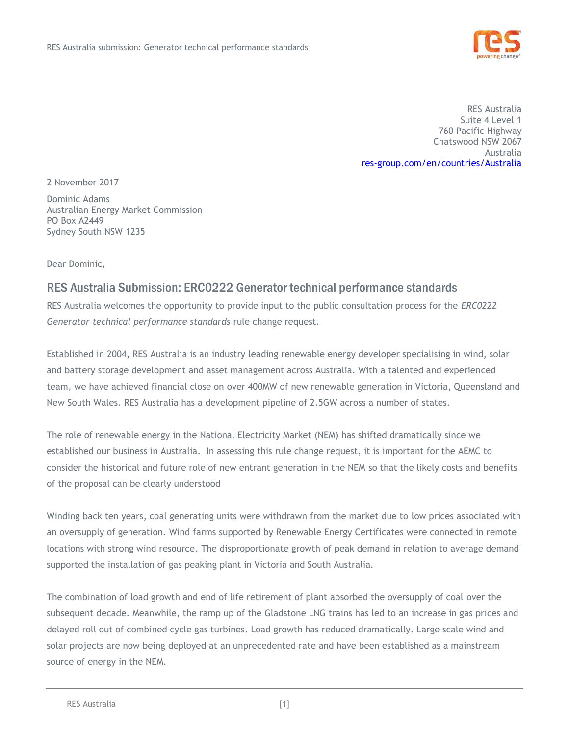RES Australia
Suite 4 Level 1
760 Pacific Highway
Chatswood NSW 2067
Australia
res-group.com/en/countries/Australia

2 November 2017

Dominic Adams
Australian Energy Market Commission
PO Box A2449
Sydney South NSW 1235

Dear Dominic,

## RES Australia Submission: ERC0222 Generator technical performance standards

RES Australia welcomes the opportunity to provide input to the public consultation process for the *ERC0222 Generator technical performance standards* rule change request.

Established in 2004, RES Australia is an industry leading renewable energy developer specialising in wind, solar and battery storage development and asset management across Australia. With a talented and experienced team, we have achieved financial close on over 400MW of new renewable generation in Victoria, Queensland and New South Wales. RES Australia has a development pipeline of 2.5GW across a number of states.

The role of renewable energy in the National Electricity Market (NEM) has shifted dramatically since we established our business in Australia. In assessing this rule change request, it is important for the AEMC to consider the historical and future role of new entrant generation in the NEM so that the likely costs and benefits of the proposal can be clearly understood

Winding back ten years, coal generating units were withdrawn from the market due to low prices associated with an oversupply of generation. Wind farms supported by Renewable Energy Certificates were connected in remote locations with strong wind resource. The disproportionate growth of peak demand in relation to average demand supported the installation of gas peaking plant in Victoria and South Australia.

The combination of load growth and end of life retirement of plant absorbed the oversupply of coal over the subsequent decade. Meanwhile, the ramp up of the Gladstone LNG trains has led to an increase in gas prices and delayed roll out of combined cycle gas turbines. Load growth has reduced dramatically. Large scale wind and solar projects are now being deployed at an unprecedented rate and have been established as a mainstream source of energy in the NEM.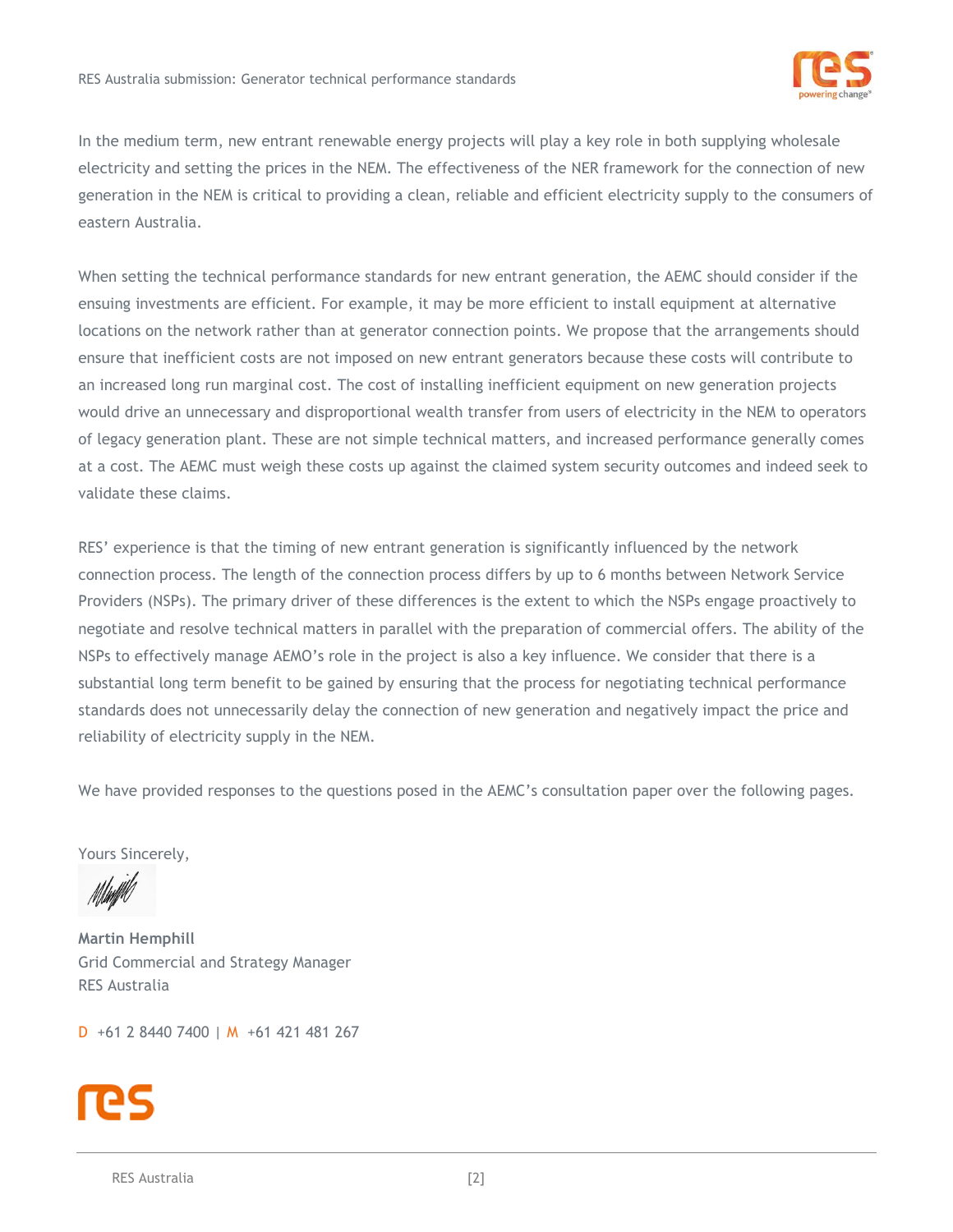In the medium term, new entrant renewable energy projects will play a key role in both supplying wholesale electricity and setting the prices in the NEM. The effectiveness of the NER framework for the connection of new generation in the NEM is critical to providing a clean, reliable and efficient electricity supply to the consumers of eastern Australia.

When setting the technical performance standards for new entrant generation, the AEMC should consider if the ensuing investments are efficient. For example, it may be more efficient to install equipment at alternative locations on the network rather than at generator connection points. We propose that the arrangements should ensure that inefficient costs are not imposed on new entrant generators because these costs will contribute to an increased long run marginal cost. The cost of installing inefficient equipment on new generation projects would drive an unnecessary and disproportional wealth transfer from users of electricity in the NEM to operators of legacy generation plant. These are not simple technical matters, and increased performance generally comes at a cost. The AEMC must weigh these costs up against the claimed system security outcomes and indeed seek to validate these claims.

RES' experience is that the timing of new entrant generation is significantly influenced by the network connection process. The length of the connection process differs by up to 6 months between Network Service Providers (NSPs). The primary driver of these differences is the extent to which the NSPs engage proactively to negotiate and resolve technical matters in parallel with the preparation of commercial offers. The ability of the NSPs to effectively manage AEMO's role in the project is also a key influence. We consider that there is a substantial long term benefit to be gained by ensuring that the process for negotiating technical performance standards does not unnecessarily delay the connection of new generation and negatively impact the price and reliability of electricity supply in the NEM.

We have provided responses to the questions posed in the AEMC's consultation paper over the following pages.

Yours Sincerely,

**Martin Hemphill**
Grid Commercial and Strategy Manager
RES Australia

D +61 2 8440 7400 | M +61 421 481 267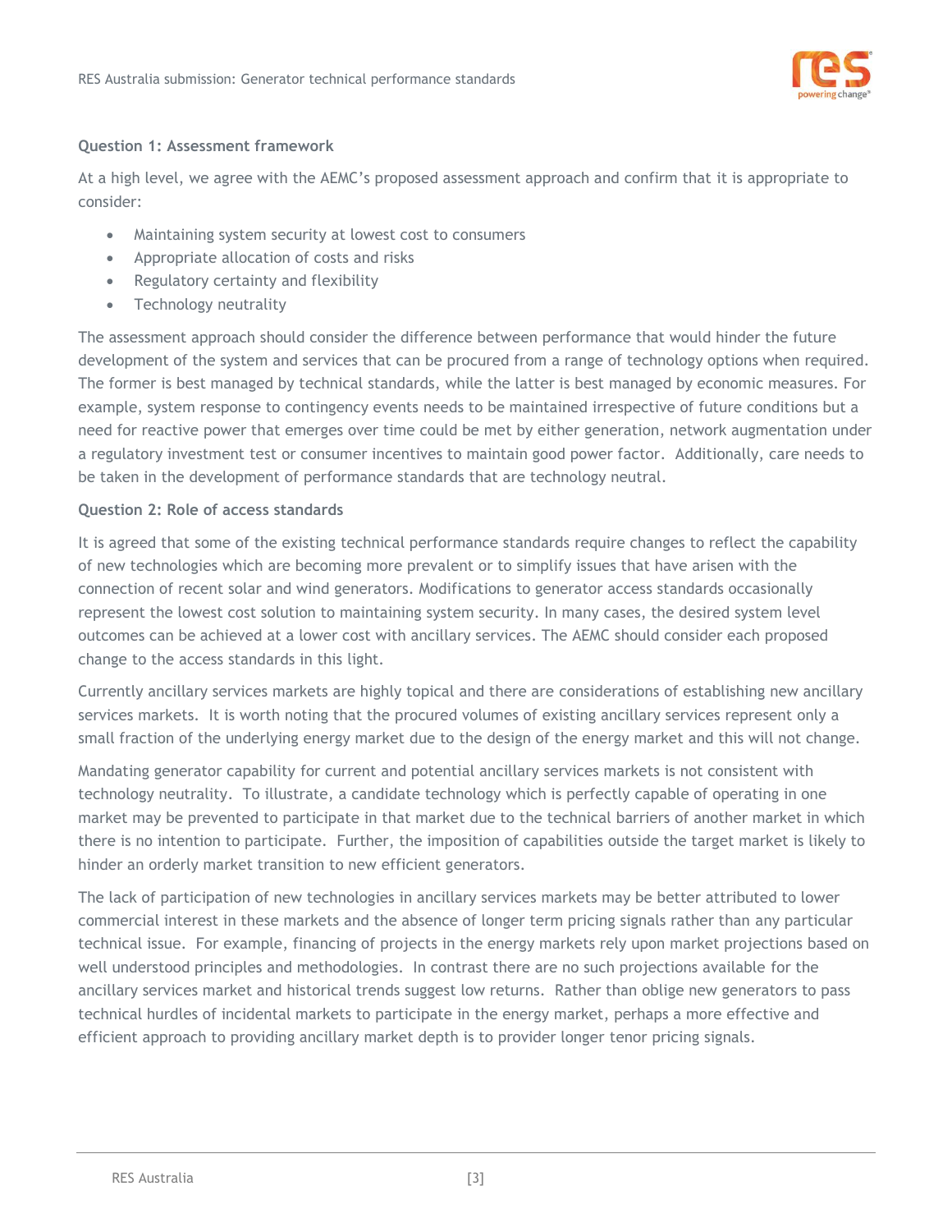**Question 1: Assessment framework**

At a high level, we agree with the AEMC's proposed assessment approach and confirm that it is appropriate to consider:

- Maintaining system security at lowest cost to consumers
- Appropriate allocation of costs and risks
- Regulatory certainty and flexibility
- Technology neutrality

The assessment approach should consider the difference between performance that would hinder the future development of the system and services that can be procured from a range of technology options when required. The former is best managed by technical standards, while the latter is best managed by economic measures. For example, system response to contingency events needs to be maintained irrespective of future conditions but a need for reactive power that emerges over time could be met by either generation, network augmentation under a regulatory investment test or consumer incentives to maintain good power factor. Additionally, care needs to be taken in the development of performance standards that are technology neutral.

**Question 2: Role of access standards**

It is agreed that some of the existing technical performance standards require changes to reflect the capability of new technologies which are becoming more prevalent or to simplify issues that have arisen with the connection of recent solar and wind generators. Modifications to generator access standards occasionally represent the lowest cost solution to maintaining system security. In many cases, the desired system level outcomes can be achieved at a lower cost with ancillary services. The AEMC should consider each proposed change to the access standards in this light.

Currently ancillary services markets are highly topical and there are considerations of establishing new ancillary services markets. It is worth noting that the procured volumes of existing ancillary services represent only a small fraction of the underlying energy market due to the design of the energy market and this will not change.

Mandating generator capability for current and potential ancillary services markets is not consistent with technology neutrality. To illustrate, a candidate technology which is perfectly capable of operating in one market may be prevented to participate in that market due to the technical barriers of another market in which there is no intention to participate. Further, the imposition of capabilities outside the target market is likely to hinder an orderly market transition to new efficient generators.

The lack of participation of new technologies in ancillary services markets may be better attributed to lower commercial interest in these markets and the absence of longer term pricing signals rather than any particular technical issue. For example, financing of projects in the energy markets rely upon market projections based on well understood principles and methodologies. In contrast there are no such projections available for the ancillary services market and historical trends suggest low returns. Rather than oblige new generators to pass technical hurdles of incidental markets to participate in the energy market, perhaps a more effective and efficient approach to providing ancillary market depth is to provider longer tenor pricing signals.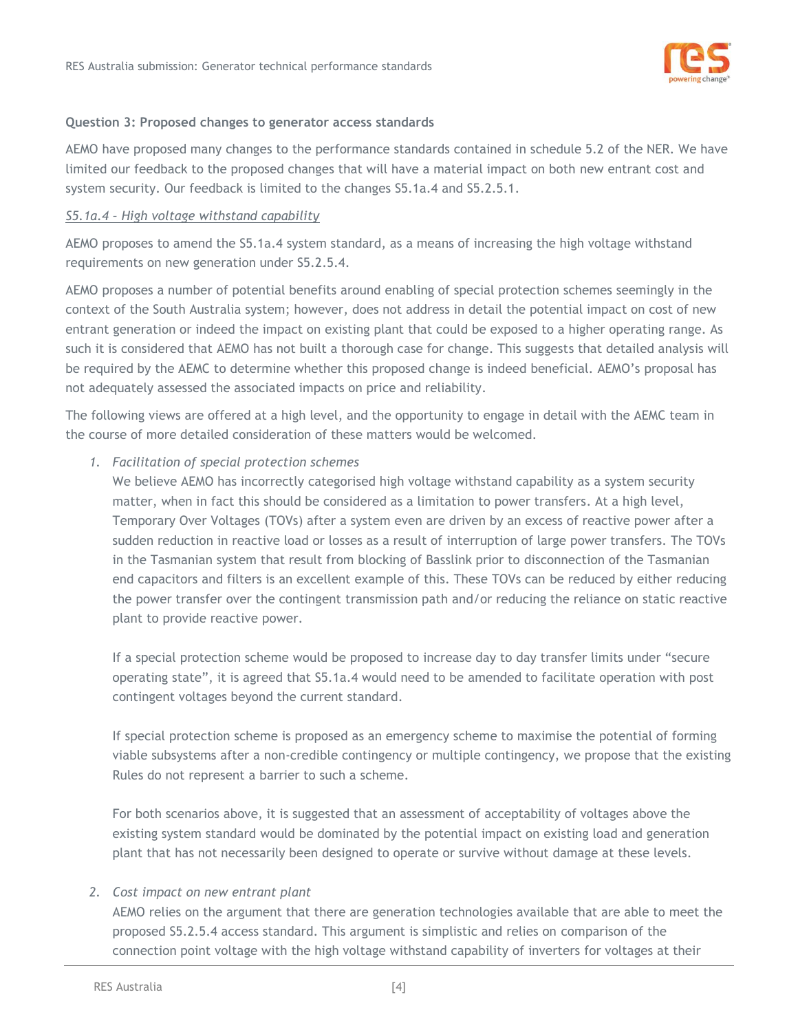**Question 3: Proposed changes to generator access standards**

AEMO have proposed many changes to the performance standards contained in schedule 5.2 of the NER. We have limited our feedback to the proposed changes that will have a material impact on both new entrant cost and system security. Our feedback is limited to the changes S5.1a.4 and S5.2.5.1.

*S5.1a.4 – High voltage withstand capability*

AEMO proposes to amend the S5.1a.4 system standard, as a means of increasing the high voltage withstand requirements on new generation under S5.2.5.4.

AEMO proposes a number of potential benefits around enabling of special protection schemes seemingly in the context of the South Australia system; however, does not address in detail the potential impact on cost of new entrant generation or indeed the impact on existing plant that could be exposed to a higher operating range. As such it is considered that AEMO has not built a thorough case for change. This suggests that detailed analysis will be required by the AEMC to determine whether this proposed change is indeed beneficial. AEMO's proposal has not adequately assessed the associated impacts on price and reliability.

The following views are offered at a high level, and the opportunity to engage in detail with the AEMC team in the course of more detailed consideration of these matters would be welcomed.

1. *Facilitation of special protection schemes*
   We believe AEMO has incorrectly categorised high voltage withstand capability as a system security matter, when in fact this should be considered as a limitation to power transfers. At a high level, Temporary Over Voltages (TOVs) after a system even are driven by an excess of reactive power after a sudden reduction in reactive load or losses as a result of interruption of large power transfers. The TOVs in the Tasmanian system that result from blocking of Basslink prior to disconnection of the Tasmanian end capacitors and filters is an excellent example of this. These TOVs can be reduced by either reducing the power transfer over the contingent transmission path and/or reducing the reliance on static reactive plant to provide reactive power.

   If a special protection scheme would be proposed to increase day to day transfer limits under "secure operating state", it is agreed that S5.1a.4 would need to be amended to facilitate operation with post contingent voltages beyond the current standard.

   If special protection scheme is proposed as an emergency scheme to maximise the potential of forming viable subsystems after a non-credible contingency or multiple contingency, we propose that the existing Rules do not represent a barrier to such a scheme.

   For both scenarios above, it is suggested that an assessment of acceptability of voltages above the existing system standard would be dominated by the potential impact on existing load and generation plant that has not necessarily been designed to operate or survive without damage at these levels.

2. *Cost impact on new entrant plant*
   AEMO relies on the argument that there are generation technologies available that are able to meet the proposed S5.2.5.4 access standard. This argument is simplistic and relies on comparison of the connection point voltage with the high voltage withstand capability of inverters for voltages at their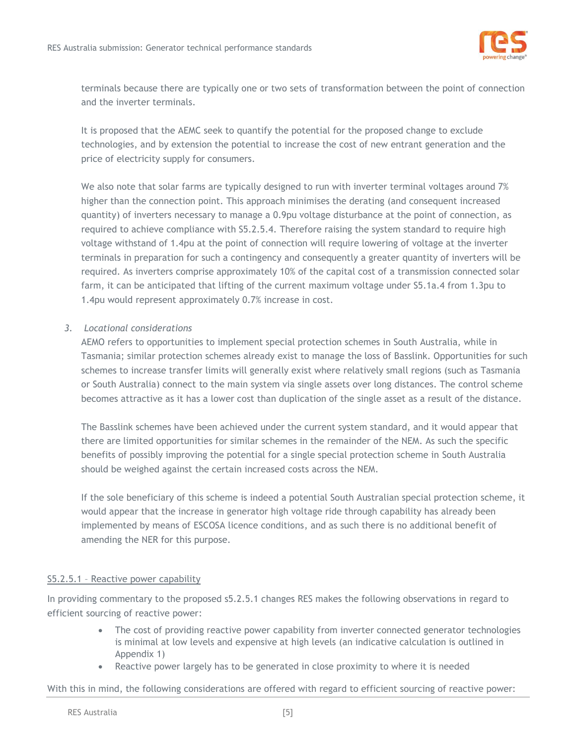terminals because there are typically one or two sets of transformation between the point of connection and the inverter terminals.

It is proposed that the AEMC seek to quantify the potential for the proposed change to exclude technologies, and by extension the potential to increase the cost of new entrant generation and the price of electricity supply for consumers.

We also note that solar farms are typically designed to run with inverter terminal voltages around 7% higher than the connection point. This approach minimises the derating (and consequent increased quantity) of inverters necessary to manage a 0.9pu voltage disturbance at the point of connection, as required to achieve compliance with S5.2.5.4. Therefore raising the system standard to require high voltage withstand of 1.4pu at the point of connection will require lowering of voltage at the inverter terminals in preparation for such a contingency and consequently a greater quantity of inverters will be required. As inverters comprise approximately 10% of the capital cost of a transmission connected solar farm, it can be anticipated that lifting of the current maximum voltage under S5.1a.4 from 1.3pu to 1.4pu would represent approximately 0.7% increase in cost.

3. *Locational considerations*

AEMO refers to opportunities to implement special protection schemes in South Australia, while in Tasmania; similar protection schemes already exist to manage the loss of Basslink. Opportunities for such schemes to increase transfer limits will generally exist where relatively small regions (such as Tasmania or South Australia) connect to the main system via single assets over long distances. The control scheme becomes attractive as it has a lower cost than duplication of the single asset as a result of the distance.

The Basslink schemes have been achieved under the current system standard, and it would appear that there are limited opportunities for similar schemes in the remainder of the NEM. As such the specific benefits of possibly improving the potential for a single special protection scheme in South Australia should be weighed against the certain increased costs across the NEM.

If the sole beneficiary of this scheme is indeed a potential South Australian special protection scheme, it would appear that the increase in generator high voltage ride through capability has already been implemented by means of ESCOSA licence conditions, and as such there is no additional benefit of amending the NER for this purpose.

<u>S5.2.5.1 – Reactive power capability</u>

In providing commentary to the proposed s5.2.5.1 changes RES makes the following observations in regard to efficient sourcing of reactive power:

- The cost of providing reactive power capability from inverter connected generator technologies is minimal at low levels and expensive at high levels (an indicative calculation is outlined in Appendix 1)
- Reactive power largely has to be generated in close proximity to where it is needed

With this in mind, the following considerations are offered with regard to efficient sourcing of reactive power: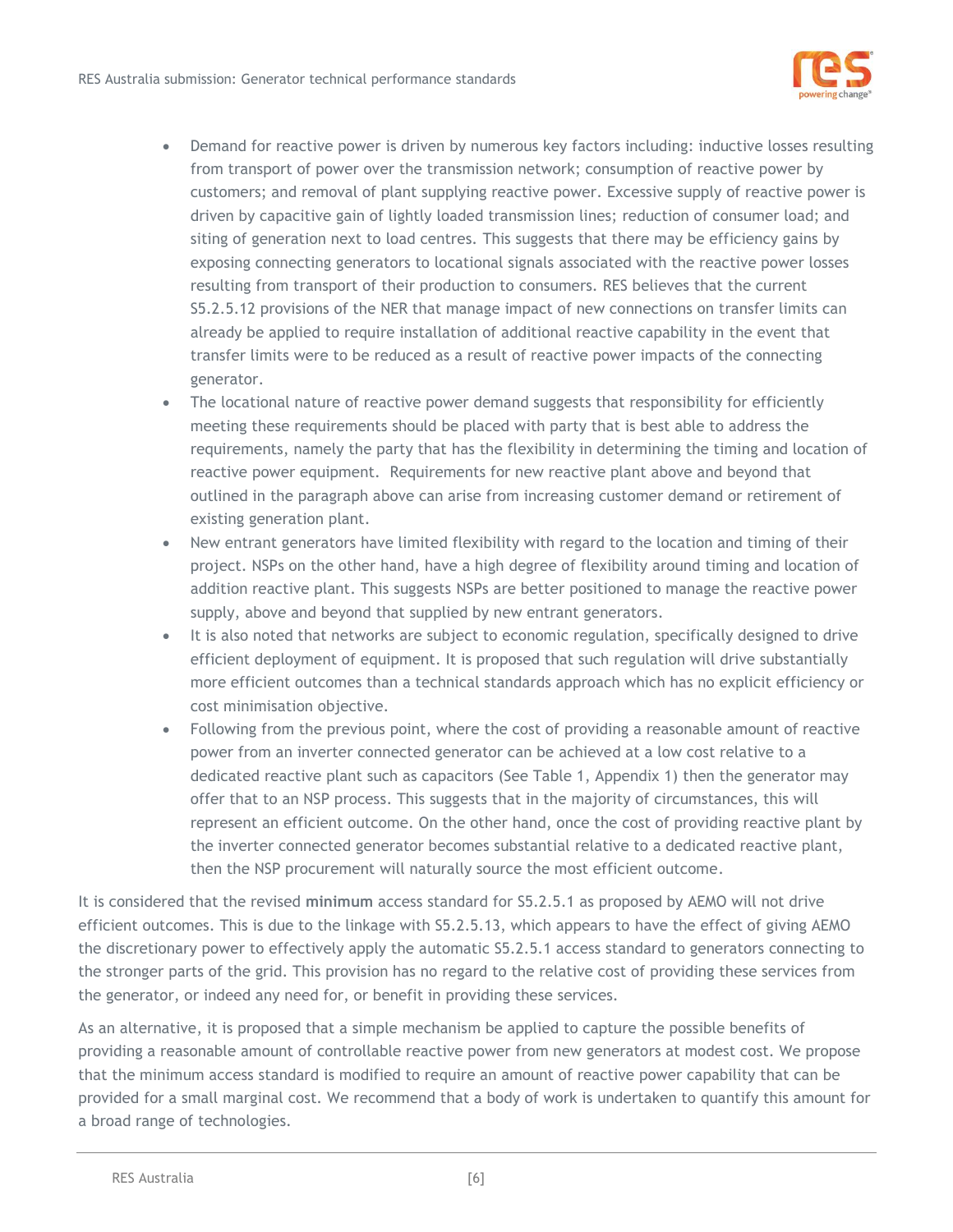- Demand for reactive power is driven by numerous key factors including: inductive losses resulting from transport of power over the transmission network; consumption of reactive power by customers; and removal of plant supplying reactive power. Excessive supply of reactive power is driven by capacitive gain of lightly loaded transmission lines; reduction of consumer load; and siting of generation next to load centres. This suggests that there may be efficiency gains by exposing connecting generators to locational signals associated with the reactive power losses resulting from transport of their production to consumers. RES believes that the current S5.2.5.12 provisions of the NER that manage impact of new connections on transfer limits can already be applied to require installation of additional reactive capability in the event that transfer limits were to be reduced as a result of reactive power impacts of the connecting generator.
- The locational nature of reactive power demand suggests that responsibility for efficiently meeting these requirements should be placed with party that is best able to address the requirements, namely the party that has the flexibility in determining the timing and location of reactive power equipment. Requirements for new reactive plant above and beyond that outlined in the paragraph above can arise from increasing customer demand or retirement of existing generation plant.
- New entrant generators have limited flexibility with regard to the location and timing of their project. NSPs on the other hand, have a high degree of flexibility around timing and location of addition reactive plant. This suggests NSPs are better positioned to manage the reactive power supply, above and beyond that supplied by new entrant generators.
- It is also noted that networks are subject to economic regulation, specifically designed to drive efficient deployment of equipment. It is proposed that such regulation will drive substantially more efficient outcomes than a technical standards approach which has no explicit efficiency or cost minimisation objective.
- Following from the previous point, where the cost of providing a reasonable amount of reactive power from an inverter connected generator can be achieved at a low cost relative to a dedicated reactive plant such as capacitors (See Table 1, Appendix 1) then the generator may offer that to an NSP process. This suggests that in the majority of circumstances, this will represent an efficient outcome. On the other hand, once the cost of providing reactive plant by the inverter connected generator becomes substantial relative to a dedicated reactive plant, then the NSP procurement will naturally source the most efficient outcome.

It is considered that the revised **minimum** access standard for S5.2.5.1 as proposed by AEMO will not drive efficient outcomes. This is due to the linkage with S5.2.5.13, which appears to have the effect of giving AEMO the discretionary power to effectively apply the automatic S5.2.5.1 access standard to generators connecting to the stronger parts of the grid. This provision has no regard to the relative cost of providing these services from the generator, or indeed any need for, or benefit in providing these services.

As an alternative, it is proposed that a simple mechanism be applied to capture the possible benefits of providing a reasonable amount of controllable reactive power from new generators at modest cost. We propose that the minimum access standard is modified to require an amount of reactive power capability that can be provided for a small marginal cost. We recommend that a body of work is undertaken to quantify this amount for a broad range of technologies.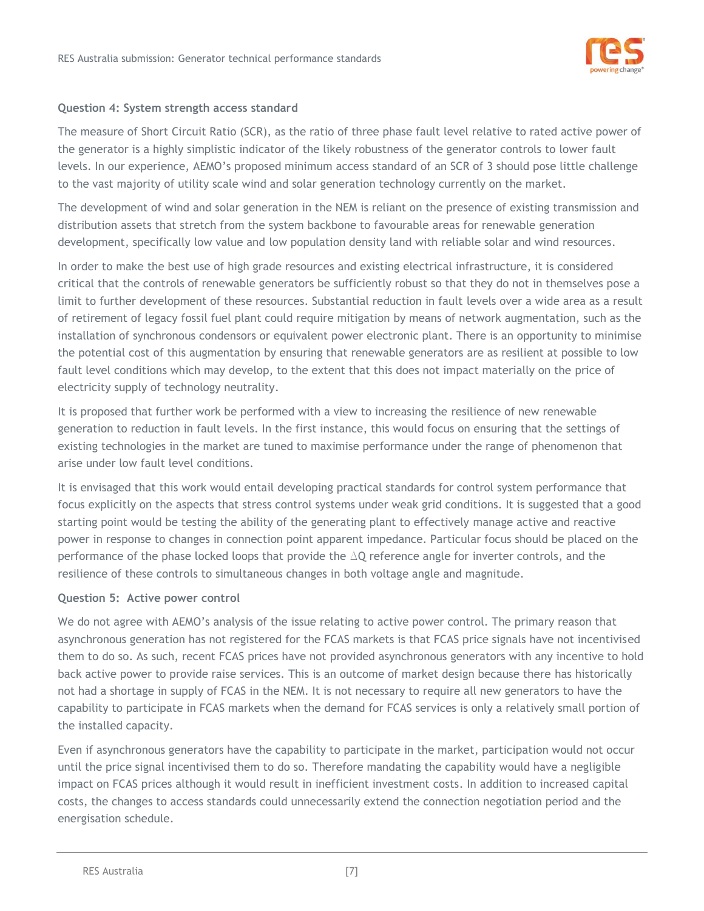**Question 4: System strength access standard**

The measure of Short Circuit Ratio (SCR), as the ratio of three phase fault level relative to rated active power of the generator is a highly simplistic indicator of the likely robustness of the generator controls to lower fault levels. In our experience, AEMO's proposed minimum access standard of an SCR of 3 should pose little challenge to the vast majority of utility scale wind and solar generation technology currently on the market.

The development of wind and solar generation in the NEM is reliant on the presence of existing transmission and distribution assets that stretch from the system backbone to favourable areas for renewable generation development, specifically low value and low population density land with reliable solar and wind resources.

In order to make the best use of high grade resources and existing electrical infrastructure, it is considered critical that the controls of renewable generators be sufficiently robust so that they do not in themselves pose a limit to further development of these resources. Substantial reduction in fault levels over a wide area as a result of retirement of legacy fossil fuel plant could require mitigation by means of network augmentation, such as the installation of synchronous condensors or equivalent power electronic plant. There is an opportunity to minimise the potential cost of this augmentation by ensuring that renewable generators are as resilient at possible to low fault level conditions which may develop, to the extent that this does not impact materially on the price of electricity supply of technology neutrality.

It is proposed that further work be performed with a view to increasing the resilience of new renewable generation to reduction in fault levels. In the first instance, this would focus on ensuring that the settings of existing technologies in the market are tuned to maximise performance under the range of phenomenon that arise under low fault level conditions.

It is envisaged that this work would entail developing practical standards for control system performance that focus explicitly on the aspects that stress control systems under weak grid conditions. It is suggested that a good starting point would be testing the ability of the generating plant to effectively manage active and reactive power in response to changes in connection point apparent impedance. Particular focus should be placed on the performance of the phase locked loops that provide the $\Delta Q$ reference angle for inverter controls, and the resilience of these controls to simultaneous changes in both voltage angle and magnitude.

**Question 5: Active power control**

We do not agree with AEMO's analysis of the issue relating to active power control. The primary reason that asynchronous generation has not registered for the FCAS markets is that FCAS price signals have not incentivised them to do so. As such, recent FCAS prices have not provided asynchronous generators with any incentive to hold back active power to provide raise services. This is an outcome of market design because there has historically not had a shortage in supply of FCAS in the NEM. It is not necessary to require all new generators to have the capability to participate in FCAS markets when the demand for FCAS services is only a relatively small portion of the installed capacity.

Even if asynchronous generators have the capability to participate in the market, participation would not occur until the price signal incentivised them to do so. Therefore mandating the capability would have a negligible impact on FCAS prices although it would result in inefficient investment costs. In addition to increased capital costs, the changes to access standards could unnecessarily extend the connection negotiation period and the energisation schedule.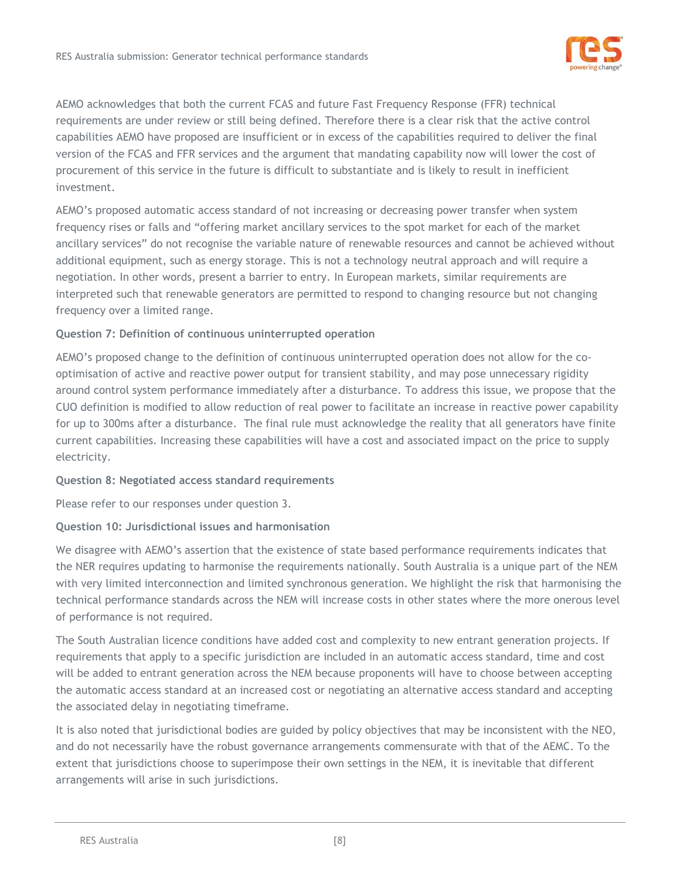AEMO acknowledges that both the current FCAS and future Fast Frequency Response (FFR) technical requirements are under review or still being defined. Therefore there is a clear risk that the active control capabilities AEMO have proposed are insufficient or in excess of the capabilities required to deliver the final version of the FCAS and FFR services and the argument that mandating capability now will lower the cost of procurement of this service in the future is difficult to substantiate and is likely to result in inefficient investment.

AEMO's proposed automatic access standard of not increasing or decreasing power transfer when system frequency rises or falls and "offering market ancillary services to the spot market for each of the market ancillary services" do not recognise the variable nature of renewable resources and cannot be achieved without additional equipment, such as energy storage. This is not a technology neutral approach and will require a negotiation. In other words, present a barrier to entry. In European markets, similar requirements are interpreted such that renewable generators are permitted to respond to changing resource but not changing frequency over a limited range.

**Question 7: Definition of continuous uninterrupted operation**

AEMO's proposed change to the definition of continuous uninterrupted operation does not allow for the co-optimisation of active and reactive power output for transient stability, and may pose unnecessary rigidity around control system performance immediately after a disturbance. To address this issue, we propose that the CUO definition is modified to allow reduction of real power to facilitate an increase in reactive power capability for up to 300ms after a disturbance. The final rule must acknowledge the reality that all generators have finite current capabilities. Increasing these capabilities will have a cost and associated impact on the price to supply electricity.

**Question 8: Negotiated access standard requirements**

Please refer to our responses under question 3.

**Question 10: Jurisdictional issues and harmonisation**

We disagree with AEMO's assertion that the existence of state based performance requirements indicates that the NER requires updating to harmonise the requirements nationally. South Australia is a unique part of the NEM with very limited interconnection and limited synchronous generation. We highlight the risk that harmonising the technical performance standards across the NEM will increase costs in other states where the more onerous level of performance is not required.

The South Australian licence conditions have added cost and complexity to new entrant generation projects. If requirements that apply to a specific jurisdiction are included in an automatic access standard, time and cost will be added to entrant generation across the NEM because proponents will have to choose between accepting the automatic access standard at an increased cost or negotiating an alternative access standard and accepting the associated delay in negotiating timeframe.

It is also noted that jurisdictional bodies are guided by policy objectives that may be inconsistent with the NEO, and do not necessarily have the robust governance arrangements commensurate with that of the AEMC. To the extent that jurisdictions choose to superimpose their own settings in the NEM, it is inevitable that different arrangements will arise in such jurisdictions.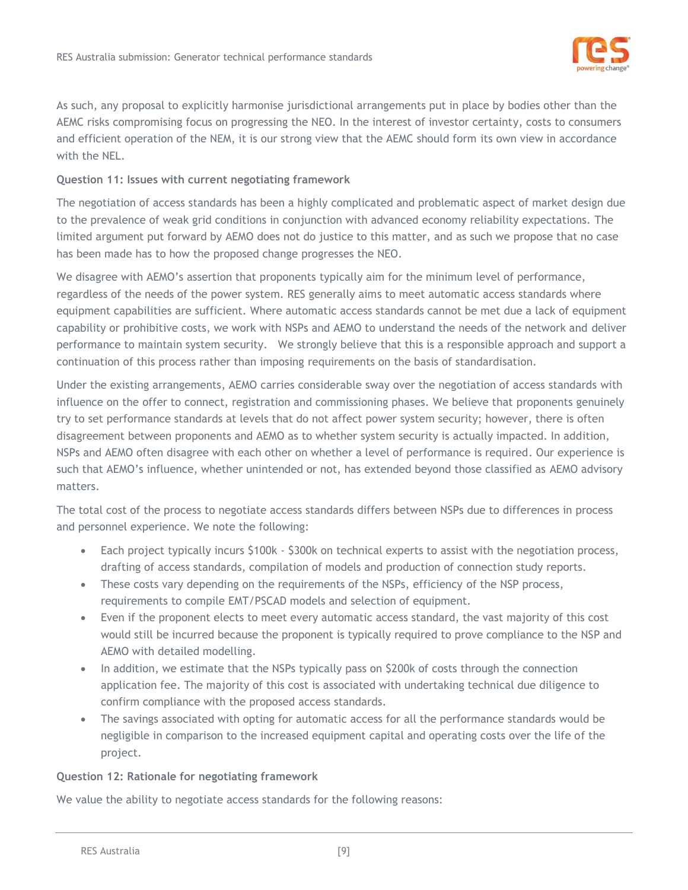As such, any proposal to explicitly harmonise jurisdictional arrangements put in place by bodies other than the AEMC risks compromising focus on progressing the NEO. In the interest of investor certainty, costs to consumers and efficient operation of the NEM, it is our strong view that the AEMC should form its own view in accordance with the NEL.

**Question 11: Issues with current negotiating framework**

The negotiation of access standards has been a highly complicated and problematic aspect of market design due to the prevalence of weak grid conditions in conjunction with advanced economy reliability expectations. The limited argument put forward by AEMO does not do justice to this matter, and as such we propose that no case has been made has to how the proposed change progresses the NEO.

We disagree with AEMO's assertion that proponents typically aim for the minimum level of performance, regardless of the needs of the power system. RES generally aims to meet automatic access standards where equipment capabilities are sufficient. Where automatic access standards cannot be met due a lack of equipment capability or prohibitive costs, we work with NSPs and AEMO to understand the needs of the network and deliver performance to maintain system security. We strongly believe that this is a responsible approach and support a continuation of this process rather than imposing requirements on the basis of standardisation.

Under the existing arrangements, AEMO carries considerable sway over the negotiation of access standards with influence on the offer to connect, registration and commissioning phases. We believe that proponents genuinely try to set performance standards at levels that do not affect power system security; however, there is often disagreement between proponents and AEMO as to whether system security is actually impacted. In addition, NSPs and AEMO often disagree with each other on whether a level of performance is required. Our experience is such that AEMO's influence, whether unintended or not, has extended beyond those classified as AEMO advisory matters.

The total cost of the process to negotiate access standards differs between NSPs due to differences in process and personnel experience. We note the following:

- Each project typically incurs $100k - $300k on technical experts to assist with the negotiation process, drafting of access standards, compilation of models and production of connection study reports.
- These costs vary depending on the requirements of the NSPs, efficiency of the NSP process, requirements to compile EMT/PSCAD models and selection of equipment.
- Even if the proponent elects to meet every automatic access standard, the vast majority of this cost would still be incurred because the proponent is typically required to prove compliance to the NSP and AEMO with detailed modelling.
- In addition, we estimate that the NSPs typically pass on $200k of costs through the connection application fee. The majority of this cost is associated with undertaking technical due diligence to confirm compliance with the proposed access standards.
- The savings associated with opting for automatic access for all the performance standards would be negligible in comparison to the increased equipment capital and operating costs over the life of the project.

**Question 12: Rationale for negotiating framework**

We value the ability to negotiate access standards for the following reasons: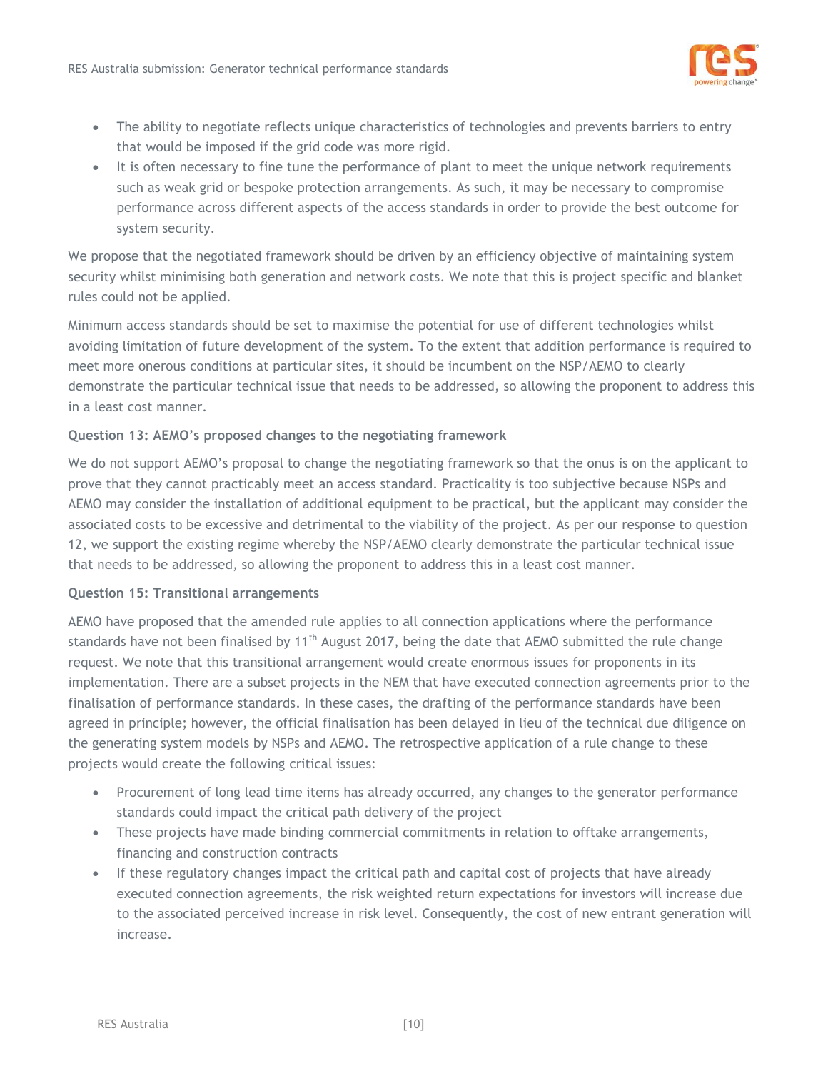- The ability to negotiate reflects unique characteristics of technologies and prevents barriers to entry that would be imposed if the grid code was more rigid.
- It is often necessary to fine tune the performance of plant to meet the unique network requirements such as weak grid or bespoke protection arrangements. As such, it may be necessary to compromise performance across different aspects of the access standards in order to provide the best outcome for system security.

We propose that the negotiated framework should be driven by an efficiency objective of maintaining system security whilst minimising both generation and network costs. We note that this is project specific and blanket rules could not be applied.

Minimum access standards should be set to maximise the potential for use of different technologies whilst avoiding limitation of future development of the system. To the extent that addition performance is required to meet more onerous conditions at particular sites, it should be incumbent on the NSP/AEMO to clearly demonstrate the particular technical issue that needs to be addressed, so allowing the proponent to address this in a least cost manner.

**Question 13: AEMO's proposed changes to the negotiating framework**

We do not support AEMO's proposal to change the negotiating framework so that the onus is on the applicant to prove that they cannot practicably meet an access standard. Practicality is too subjective because NSPs and AEMO may consider the installation of additional equipment to be practical, but the applicant may consider the associated costs to be excessive and detrimental to the viability of the project. As per our response to question 12, we support the existing regime whereby the NSP/AEMO clearly demonstrate the particular technical issue that needs to be addressed, so allowing the proponent to address this in a least cost manner.

**Question 15: Transitional arrangements**

AEMO have proposed that the amended rule applies to all connection applications where the performance standards have not been finalised by 11th August 2017, being the date that AEMO submitted the rule change request. We note that this transitional arrangement would create enormous issues for proponents in its implementation. There are a subset projects in the NEM that have executed connection agreements prior to the finalisation of performance standards. In these cases, the drafting of the performance standards have been agreed in principle; however, the official finalisation has been delayed in lieu of the technical due diligence on the generating system models by NSPs and AEMO. The retrospective application of a rule change to these projects would create the following critical issues:

- Procurement of long lead time items has already occurred, any changes to the generator performance standards could impact the critical path delivery of the project
- These projects have made binding commercial commitments in relation to offtake arrangements, financing and construction contracts
- If these regulatory changes impact the critical path and capital cost of projects that have already executed connection agreements, the risk weighted return expectations for investors will increase due to the associated perceived increase in risk level. Consequently, the cost of new entrant generation will increase.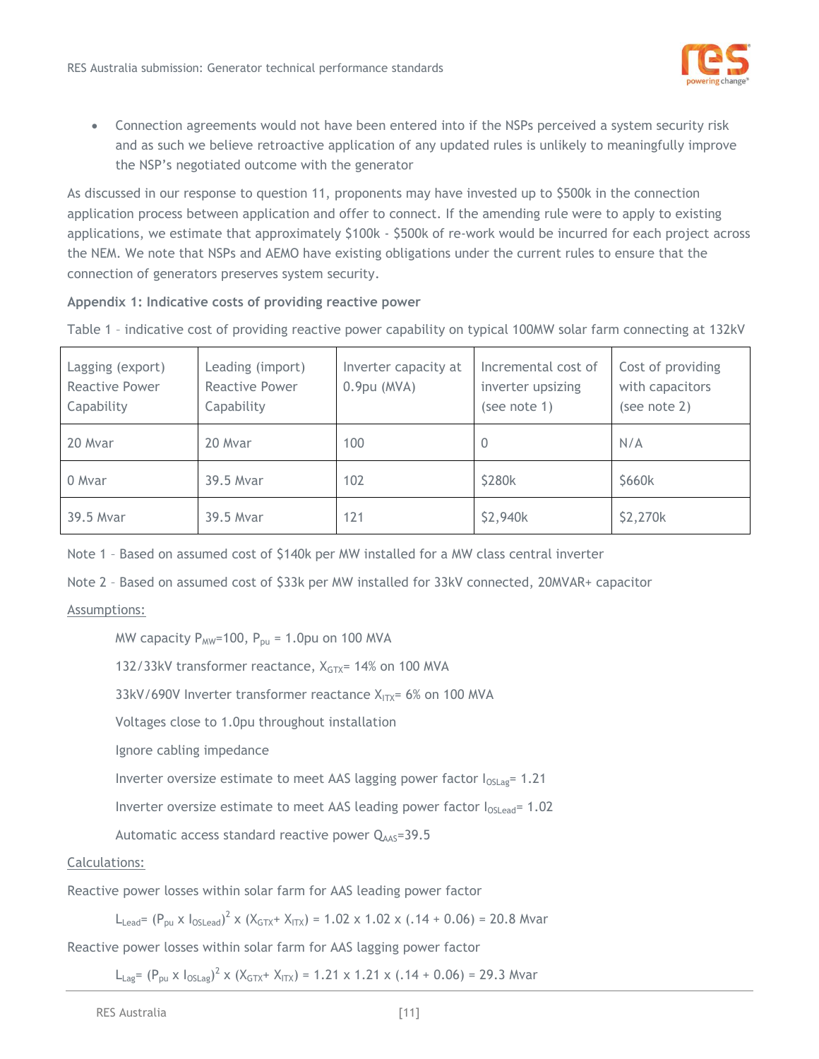- Connection agreements would not have been entered into if the NSPs perceived a system security risk and as such we believe retroactive application of any updated rules is unlikely to meaningfully improve the NSP's negotiated outcome with the generator

As discussed in our response to question 11, proponents may have invested up to $500k in the connection application process between application and offer to connect. If the amending rule were to apply to existing applications, we estimate that approximately $100k - $500k of re-work would be incurred for each project across the NEM. We note that NSPs and AEMO have existing obligations under the current rules to ensure that the connection of generators preserves system security.

**Appendix 1: Indicative costs of providing reactive power**

Table 1 – indicative cost of providing reactive power capability on typical 100MW solar farm connecting at 132kV

| Lagging (export) Reactive Power Capability | Leading (import) Reactive Power Capability | Inverter capacity at 0.9pu (MVA) | Incremental cost of inverter upsizing (see note 1) | Cost of providing with capacitors (see note 2) |
|---|---|---|---|---|
| 20 Mvar | 20 Mvar | 100 | 0 | N/A |
| 0 Mvar | 39.5 Mvar | 102 | $280k | $660k |
| 39.5 Mvar | 39.5 Mvar | 121 | $2,940k | $2,270k |

Note 1 – Based on assumed cost of $140k per MW installed for a MW class central inverter

Note 2 – Based on assumed cost of $33k per MW installed for 33kV connected, 20MVAR+ capacitor

Assumptions:

MW capacity $P_{MW}$=100, $P_{pu}$ = 1.0pu on 100 MVA

132/33kV transformer reactance, $X_{GTX}$= 14% on 100 MVA

33kV/690V Inverter transformer reactance $X_{ITX}$= 6% on 100 MVA

Voltages close to 1.0pu throughout installation

Ignore cabling impedance

Inverter oversize estimate to meet AAS lagging power factor $I_{OSLag}$= 1.21

Inverter oversize estimate to meet AAS leading power factor $I_{OSLead}$= 1.02

Automatic access standard reactive power $Q_{AAS}$=39.5

Calculations:

Reactive power losses within solar farm for AAS leading power factor

$$L_{Lead} = (P_{pu} \times I_{OSLead})^2 \times (X_{GTX} + X_{ITX}) = 1.02 \times 1.02 \times (.14 + 0.06) = 20.8 \text{ Mvar}$$

Reactive power losses within solar farm for AAS lagging power factor

$$L_{Lag} = (P_{pu} \times I_{OSLag})^2 \times (X_{GTX} + X_{ITX}) = 1.21 \times 1.21 \times (.14 + 0.06) = 29.3 \text{ Mvar}$$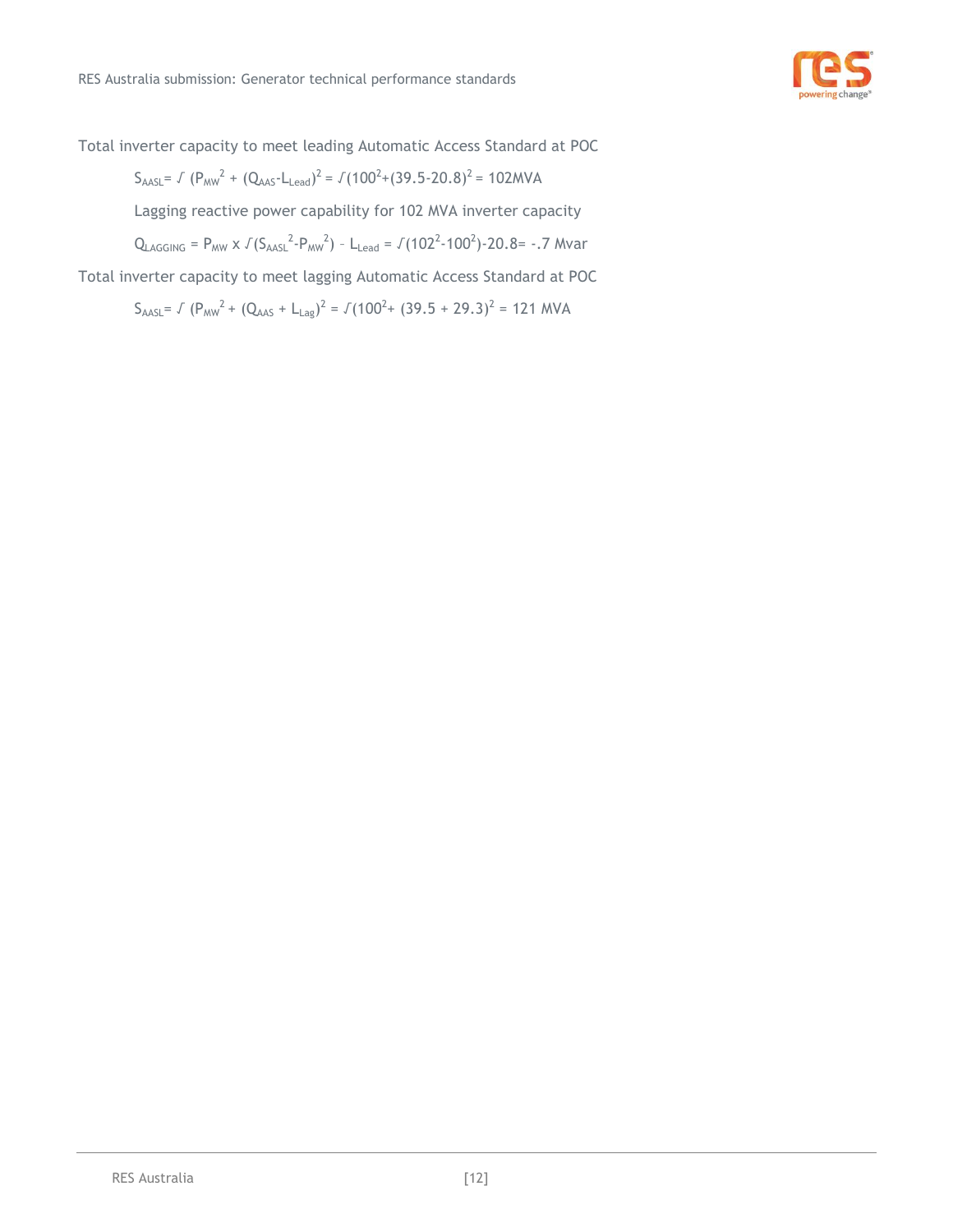Total inverter capacity to meet leading Automatic Access Standard at POC

$$S_{AASL} = \surd\ (P_{MW}^2 + (Q_{AAS} - L_{Lead})^2 = \surd(100^2 + (39.5 - 20.8)^2 = 102\text{MVA}$$

Lagging reactive power capability for 102 MVA inverter capacity

$$Q_{LAGGING} = P_{MW} \times \surd(S_{AASL}^2 - P_{MW}^2) - L_{Lead} = \surd(102^2 - 100^2) - 20.8 = -.7\ \text{Mvar}$$

Total inverter capacity to meet lagging Automatic Access Standard at POC

$$S_{AASL} = \surd\ (P_{MW}^2 + (Q_{AAS} + L_{Lag})^2 = \surd(100^2 + (39.5 + 29.3)^2 = 121\ \text{MVA}$$